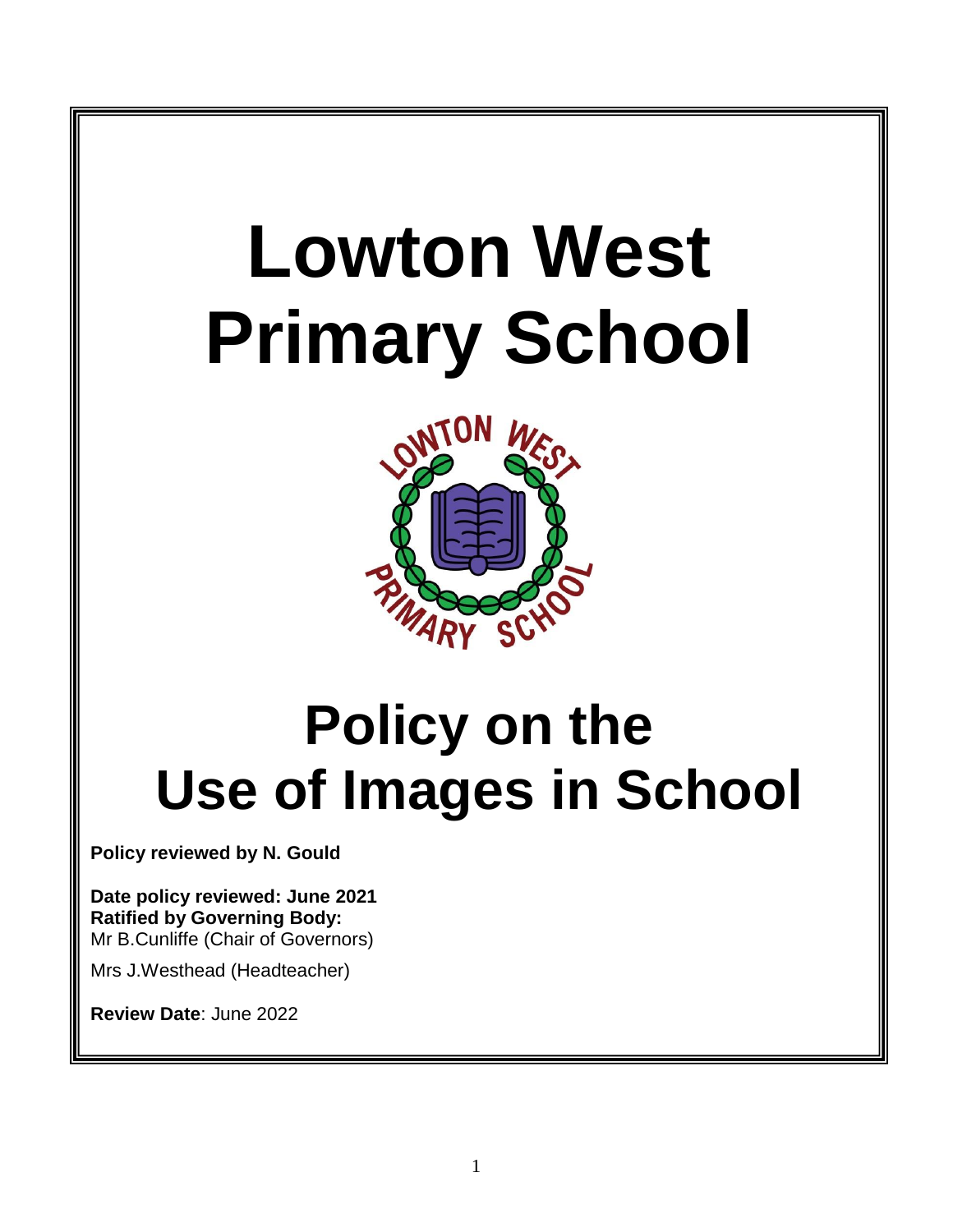# Lowton West Primary School

# Policy on the Use of Images in School

**Policy reviewed by N. Gould**

**Date policy reviewed: June 2021**
**Ratified by Governing Body:**
Mr B.Cunliffe (Chair of Governors)

Mrs J.Westhead (Headteacher)

**Review Date**: June 2022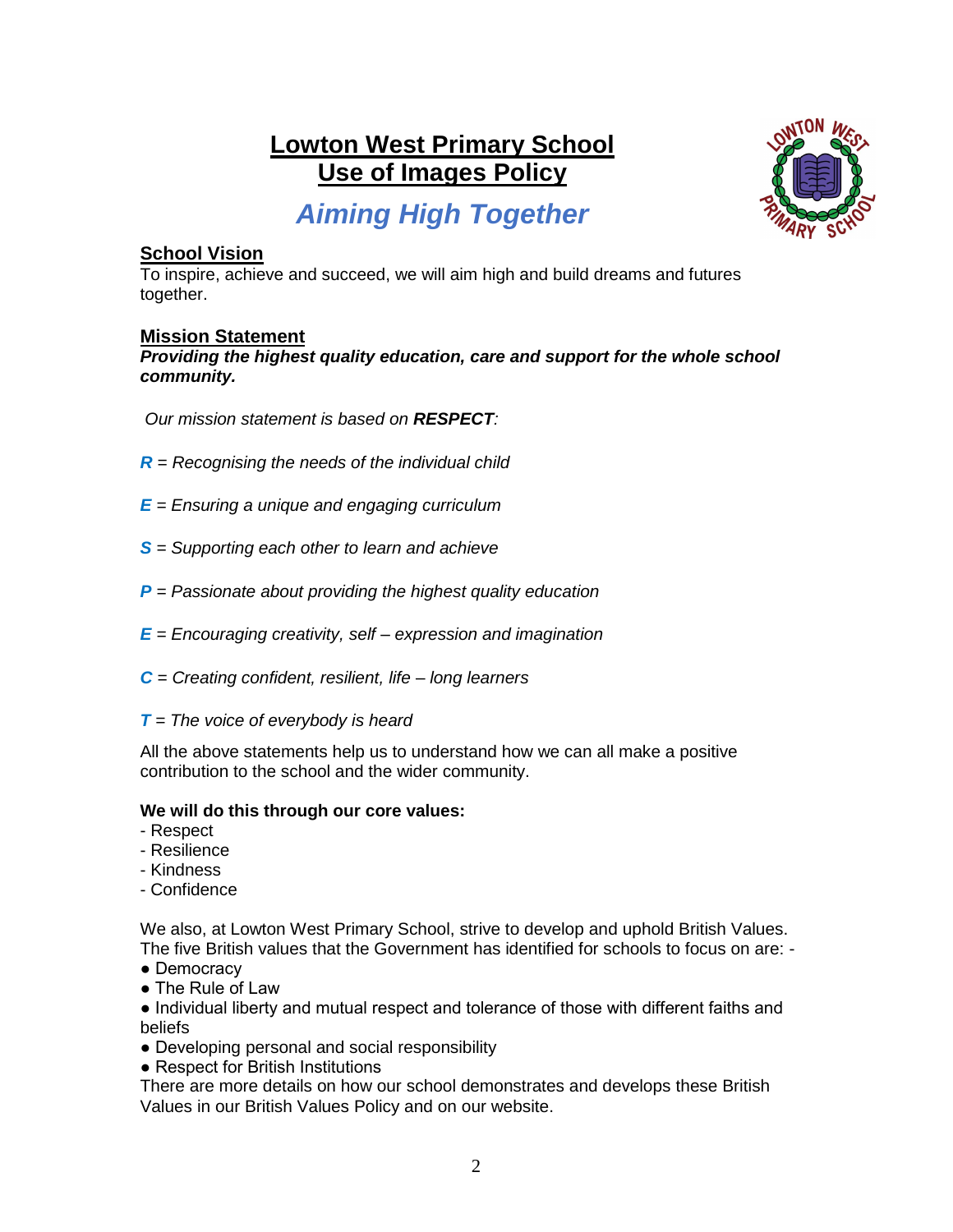# Lowton West Primary School
# Use of Images Policy

## *Aiming High Together*

### School Vision

To inspire, achieve and succeed, we will aim high and build dreams and futures together.

### Mission Statement

***Providing the highest quality education, care and support for the whole school community.***

*Our mission statement is based on **RESPECT**:*

***R*** *= Recognising the needs of the individual child*

***E*** *= Ensuring a unique and engaging curriculum*

***S*** *= Supporting each other to learn and achieve*

***P*** *= Passionate about providing the highest quality education*

***E*** *= Encouraging creativity, self – expression and imagination*

***C*** *= Creating confident, resilient, life – long learners*

***T*** *= The voice of everybody is heard*

All the above statements help us to understand how we can all make a positive contribution to the school and the wider community.

**We will do this through our core values:**

- Respect
- Resilience
- Kindness
- Confidence

We also, at Lowton West Primary School, strive to develop and uphold British Values. The five British values that the Government has identified for schools to focus on are: -

- Democracy
- The Rule of Law
- Individual liberty and mutual respect and tolerance of those with different faiths and beliefs
- Developing personal and social responsibility
- Respect for British Institutions

There are more details on how our school demonstrates and develops these British Values in our British Values Policy and on our website.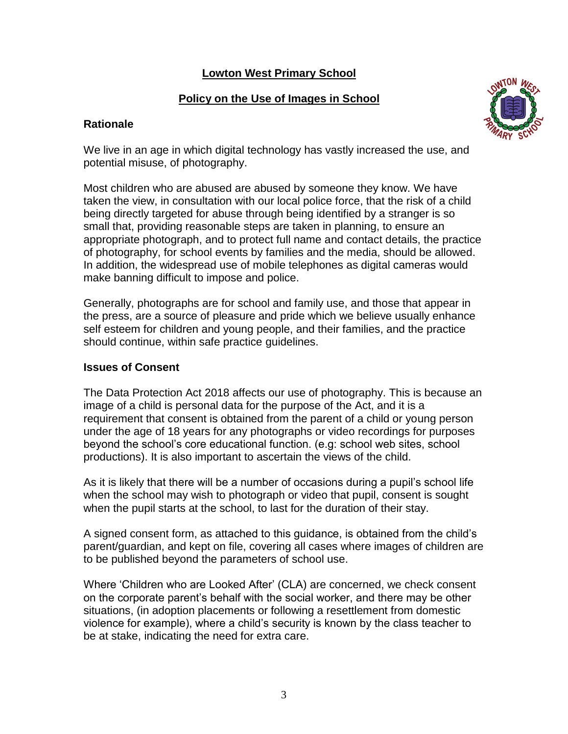# Lowton West Primary School

## Policy on the Use of Images in School

### Rationale

We live in an age in which digital technology has vastly increased the use, and potential misuse, of photography.

Most children who are abused are abused by someone they know. We have taken the view, in consultation with our local police force, that the risk of a child being directly targeted for abuse through being identified by a stranger is so small that, providing reasonable steps are taken in planning, to ensure an appropriate photograph, and to protect full name and contact details, the practice of photography, for school events by families and the media, should be allowed. In addition, the widespread use of mobile telephones as digital cameras would make banning difficult to impose and police.

Generally, photographs are for school and family use, and those that appear in the press, are a source of pleasure and pride which we believe usually enhance self esteem for children and young people, and their families, and the practice should continue, within safe practice guidelines.

### Issues of Consent

The Data Protection Act 2018 affects our use of photography. This is because an image of a child is personal data for the purpose of the Act, and it is a requirement that consent is obtained from the parent of a child or young person under the age of 18 years for any photographs or video recordings for purposes beyond the school's core educational function. (e.g: school web sites, school productions). It is also important to ascertain the views of the child.

As it is likely that there will be a number of occasions during a pupil's school life when the school may wish to photograph or video that pupil, consent is sought when the pupil starts at the school, to last for the duration of their stay.

A signed consent form, as attached to this guidance, is obtained from the child's parent/guardian, and kept on file, covering all cases where images of children are to be published beyond the parameters of school use.

Where 'Children who are Looked After' (CLA) are concerned, we check consent on the corporate parent's behalf with the social worker, and there may be other situations, (in adoption placements or following a resettlement from domestic violence for example), where a child's security is known by the class teacher to be at stake, indicating the need for extra care.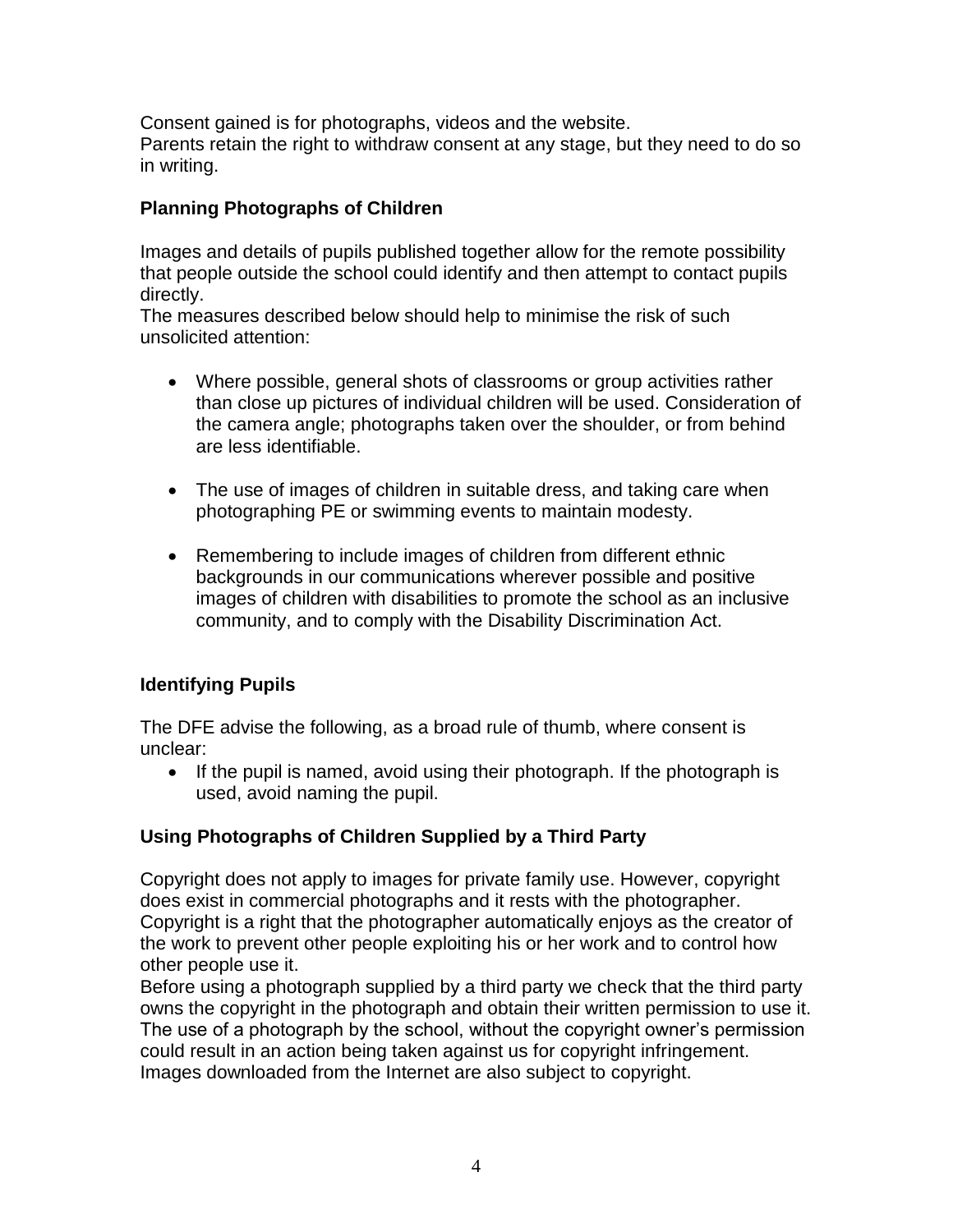Consent gained is for photographs, videos and the website.
Parents retain the right to withdraw consent at any stage, but they need to do so in writing.

### Planning Photographs of Children

Images and details of pupils published together allow for the remote possibility that people outside the school could identify and then attempt to contact pupils directly.
The measures described below should help to minimise the risk of such unsolicited attention:

- Where possible, general shots of classrooms or group activities rather than close up pictures of individual children will be used. Consideration of the camera angle; photographs taken over the shoulder, or from behind are less identifiable.

- The use of images of children in suitable dress, and taking care when photographing PE or swimming events to maintain modesty.

- Remembering to include images of children from different ethnic backgrounds in our communications wherever possible and positive images of children with disabilities to promote the school as an inclusive community, and to comply with the Disability Discrimination Act.

### Identifying Pupils

The DFE advise the following, as a broad rule of thumb, where consent is unclear:

- If the pupil is named, avoid using their photograph. If the photograph is used, avoid naming the pupil.

### Using Photographs of Children Supplied by a Third Party

Copyright does not apply to images for private family use. However, copyright does exist in commercial photographs and it rests with the photographer. Copyright is a right that the photographer automatically enjoys as the creator of the work to prevent other people exploiting his or her work and to control how other people use it.
Before using a photograph supplied by a third party we check that the third party owns the copyright in the photograph and obtain their written permission to use it. The use of a photograph by the school, without the copyright owner's permission could result in an action being taken against us for copyright infringement. Images downloaded from the Internet are also subject to copyright.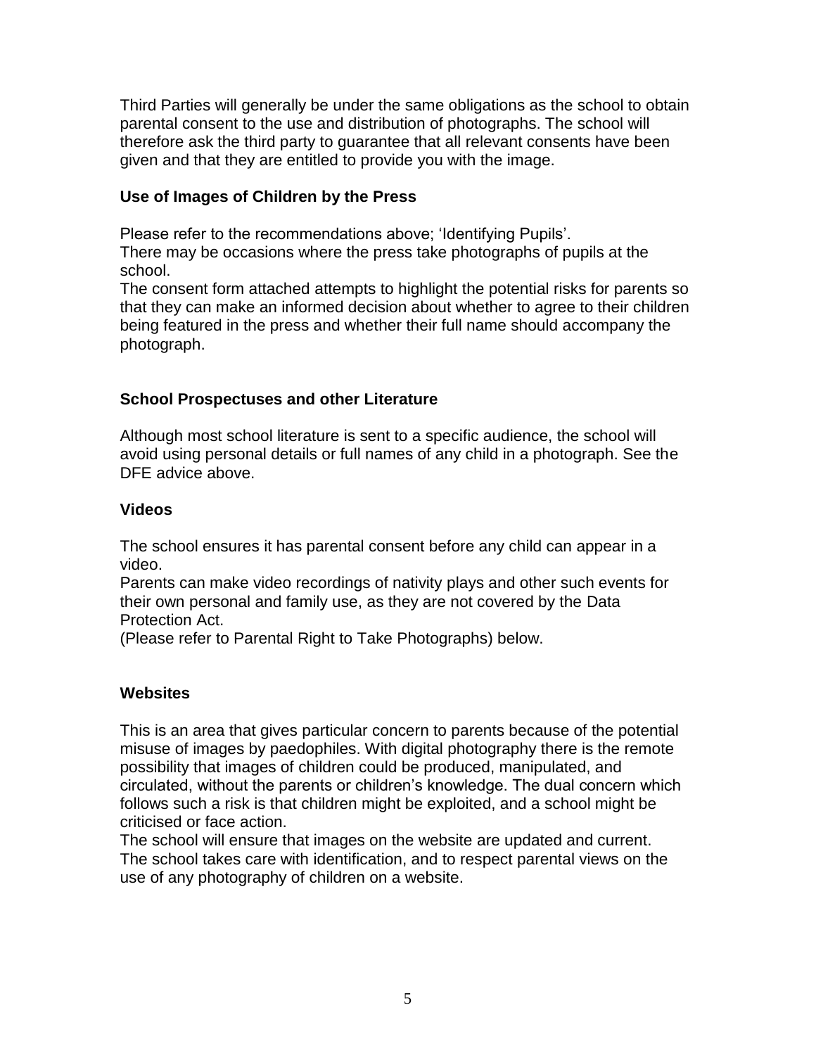Third Parties will generally be under the same obligations as the school to obtain parental consent to the use and distribution of photographs. The school will therefore ask the third party to guarantee that all relevant consents have been given and that they are entitled to provide you with the image.

### Use of Images of Children by the Press

Please refer to the recommendations above; 'Identifying Pupils'.
There may be occasions where the press take photographs of pupils at the school.
The consent form attached attempts to highlight the potential risks for parents so that they can make an informed decision about whether to agree to their children being featured in the press and whether their full name should accompany the photograph.

### School Prospectuses and other Literature

Although most school literature is sent to a specific audience, the school will avoid using personal details or full names of any child in a photograph. See the DFE advice above.

### Videos

The school ensures it has parental consent before any child can appear in a video.
Parents can make video recordings of nativity plays and other such events for their own personal and family use, as they are not covered by the Data Protection Act.
(Please refer to Parental Right to Take Photographs) below.

### Websites

This is an area that gives particular concern to parents because of the potential misuse of images by paedophiles. With digital photography there is the remote possibility that images of children could be produced, manipulated, and circulated, without the parents or children's knowledge. The dual concern which follows such a risk is that children might be exploited, and a school might be criticised or face action.
The school will ensure that images on the website are updated and current. The school takes care with identification, and to respect parental views on the use of any photography of children on a website.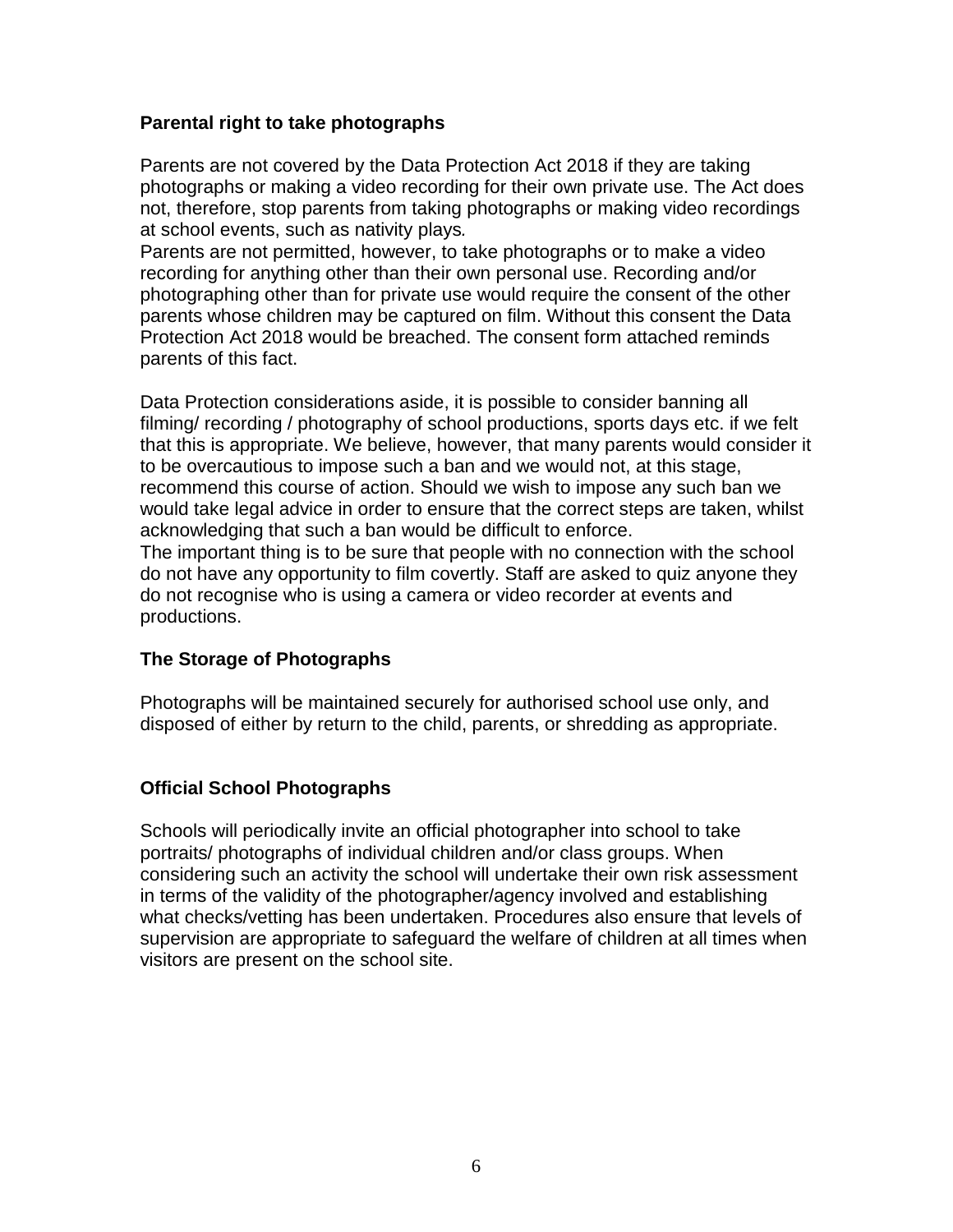**Parental right to take photographs**

Parents are not covered by the Data Protection Act 2018 if they are taking photographs or making a video recording for their own private use. The Act does not, therefore, stop parents from taking photographs or making video recordings at school events, such as nativity plays.

Parents are not permitted, however, to take photographs or to make a video recording for anything other than their own personal use. Recording and/or photographing other than for private use would require the consent of the other parents whose children may be captured on film. Without this consent the Data Protection Act 2018 would be breached. The consent form attached reminds parents of this fact.

Data Protection considerations aside, it is possible to consider banning all filming/ recording / photography of school productions, sports days etc. if we felt that this is appropriate. We believe, however, that many parents would consider it to be overcautious to impose such a ban and we would not, at this stage, recommend this course of action. Should we wish to impose any such ban we would take legal advice in order to ensure that the correct steps are taken, whilst acknowledging that such a ban would be difficult to enforce.

The important thing is to be sure that people with no connection with the school do not have any opportunity to film covertly. Staff are asked to quiz anyone they do not recognise who is using a camera or video recorder at events and productions.

**The Storage of Photographs**

Photographs will be maintained securely for authorised school use only, and disposed of either by return to the child, parents, or shredding as appropriate.

**Official School Photographs**

Schools will periodically invite an official photographer into school to take portraits/ photographs of individual children and/or class groups. When considering such an activity the school will undertake their own risk assessment in terms of the validity of the photographer/agency involved and establishing what checks/vetting has been undertaken. Procedures also ensure that levels of supervision are appropriate to safeguard the welfare of children at all times when visitors are present on the school site.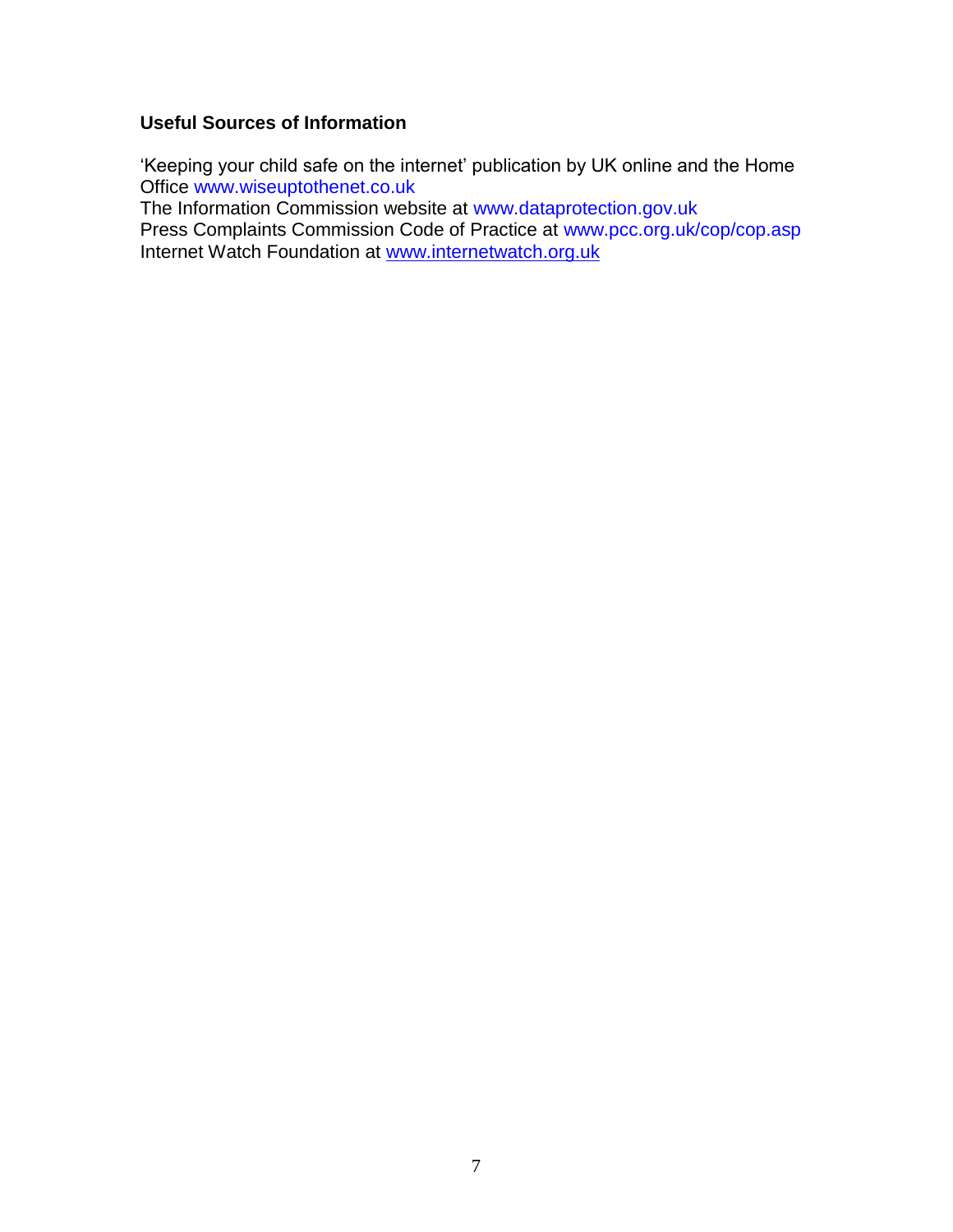**Useful Sources of Information**

'Keeping your child safe on the internet' publication by UK online and the Home Office www.wiseuptothenet.co.uk
The Information Commission website at www.dataprotection.gov.uk
Press Complaints Commission Code of Practice at www.pcc.org.uk/cop/cop.asp
Internet Watch Foundation at www.internetwatch.org.uk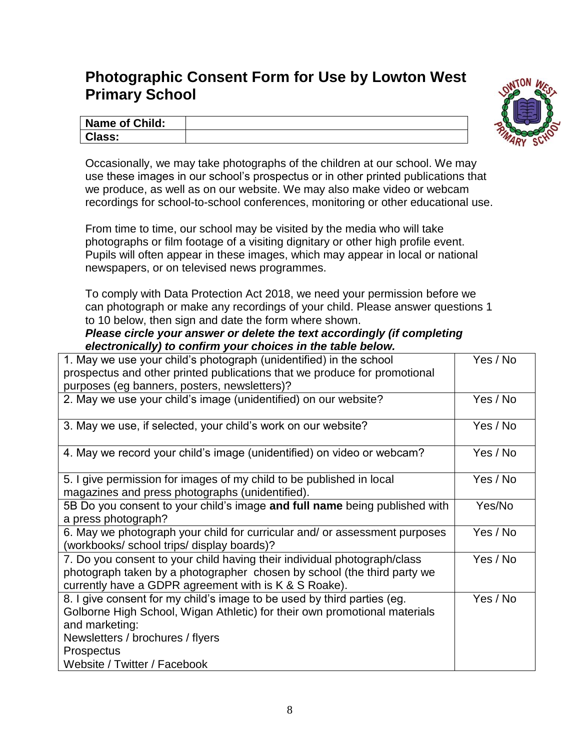# Photographic Consent Form for Use by Lowton West Primary School

| **Name of Child:** | |
|---|---|
| **Class:** | |

Occasionally, we may take photographs of the children at our school. We may use these images in our school's prospectus or in other printed publications that we produce, as well as on our website. We may also make video or webcam recordings for school-to-school conferences, monitoring or other educational use.

From time to time, our school may be visited by the media who will take photographs or film footage of a visiting dignitary or other high profile event. Pupils will often appear in these images, which may appear in local or national newspapers, or on televised news programmes.

To comply with Data Protection Act 2018, we need your permission before we can photograph or make any recordings of your child. Please answer questions 1 to 10 below, then sign and date the form where shown.

***Please circle your answer or delete the text accordingly (if completing electronically) to confirm your choices in the table below.***

| | |
|---|---|
| 1. May we use your child's photograph (unidentified) in the school prospectus and other printed publications that we produce for promotional purposes (eg banners, posters, newsletters)? | Yes / No |
| 2. May we use your child's image (unidentified) on our website? | Yes / No |
| 3. May we use, if selected, your child's work on our website? | Yes / No |
| 4. May we record your child's image (unidentified) on video or webcam? | Yes / No |
| 5. I give permission for images of my child to be published in local magazines and press photographs (unidentified). | Yes / No |
| 5B Do you consent to your child's image **and full name** being published with a press photograph? | Yes/No |
| 6. May we photograph your child for curricular and/ or assessment purposes (workbooks/ school trips/ display boards)? | Yes / No |
| 7. Do you consent to your child having their individual photograph/class photograph taken by a photographer chosen by school (the third party we currently have a GDPR agreement with is K & S Roake). | Yes / No |
| 8. I give consent for my child's image to be used by third parties (eg. Golborne High School, Wigan Athletic) for their own promotional materials and marketing:<br>Newsletters / brochures / flyers<br>Prospectus<br>Website / Twitter / Facebook | Yes / No |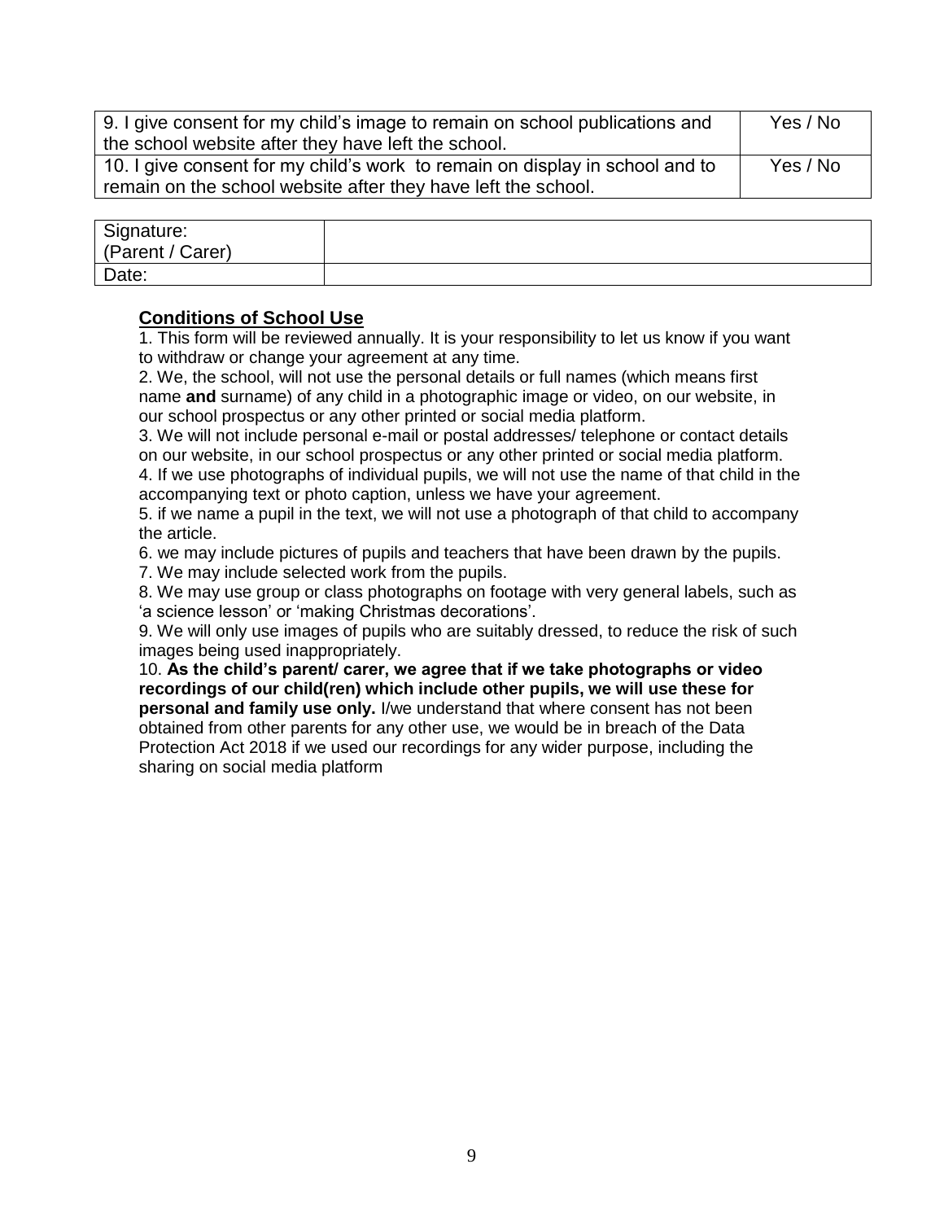| | |
|---|---|
| 9. I give consent for my child's image to remain on school publications and the school website after they have left the school. | Yes / No |
| 10. I give consent for my child's work to remain on display in school and to remain on the school website after they have left the school. | Yes / No |

| | |
|---|---|
| Signature: (Parent / Carer) | |
| Date: | |

## Conditions of School Use

1. This form will be reviewed annually. It is your responsibility to let us know if you want to withdraw or change your agreement at any time.
2. We, the school, will not use the personal details or full names (which means first name **and** surname) of any child in a photographic image or video, on our website, in our school prospectus or any other printed or social media platform.
3. We will not include personal e-mail or postal addresses/ telephone or contact details on our website, in our school prospectus or any other printed or social media platform.
4. If we use photographs of individual pupils, we will not use the name of that child in the accompanying text or photo caption, unless we have your agreement.
5. if we name a pupil in the text, we will not use a photograph of that child to accompany the article.
6. we may include pictures of pupils and teachers that have been drawn by the pupils.
7. We may include selected work from the pupils.
8. We may use group or class photographs on footage with very general labels, such as 'a science lesson' or 'making Christmas decorations'.
9. We will only use images of pupils who are suitably dressed, to reduce the risk of such images being used inappropriately.
10. **As the child's parent/ carer, we agree that if we take photographs or video recordings of our child(ren) which include other pupils, we will use these for personal and family use only.** I/we understand that where consent has not been obtained from other parents for any other use, we would be in breach of the Data Protection Act 2018 if we used our recordings for any wider purpose, including the sharing on social media platform